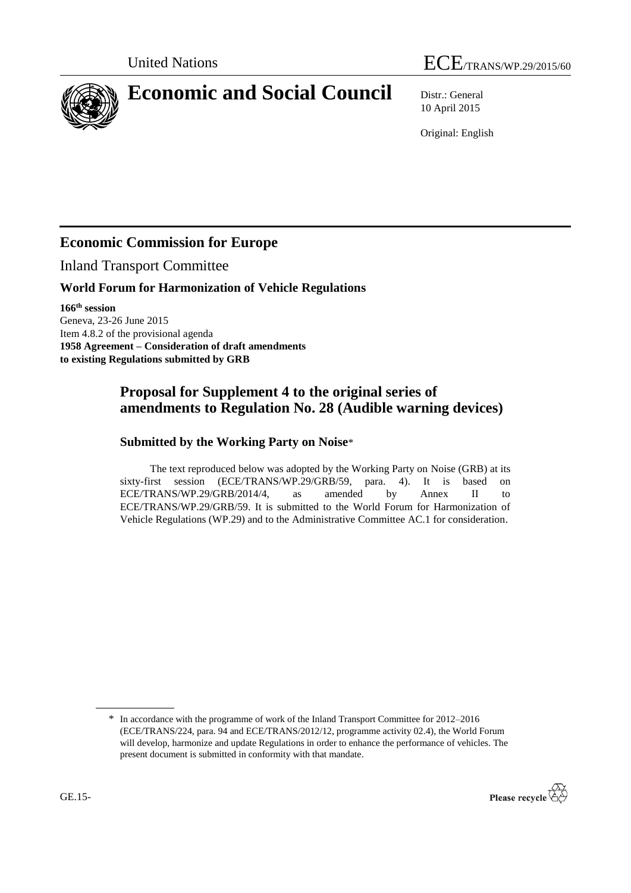United Nations

ECE/TRANS/WP.29/2015/60

# Economic and Social Council

Distr.: General
10 April 2015

Original: English

## Economic Commission for Europe

Inland Transport Committee

### World Forum for Harmonization of Vehicle Regulations

**166th session**
Geneva, 23-26 June 2015
Item 4.8.2 of the provisional agenda
**1958 Agreement – Consideration of draft amendments to existing Regulations submitted by GRB**

## Proposal for Supplement 4 to the original series of amendments to Regulation No. 28 (Audible warning devices)

### Submitted by the Working Party on Noise*

The text reproduced below was adopted by the Working Party on Noise (GRB) at its sixty-first session (ECE/TRANS/WP.29/GRB/59, para. 4). It is based on ECE/TRANS/WP.29/GRB/2014/4, as amended by Annex II to ECE/TRANS/WP.29/GRB/59. It is submitted to the World Forum for Harmonization of Vehicle Regulations (WP.29) and to the Administrative Committee AC.1 for consideration.

\* In accordance with the programme of work of the Inland Transport Committee for 2012–2016 (ECE/TRANS/224, para. 94 and ECE/TRANS/2012/12, programme activity 02.4), the World Forum will develop, harmonize and update Regulations in order to enhance the performance of vehicles. The present document is submitted in conformity with that mandate.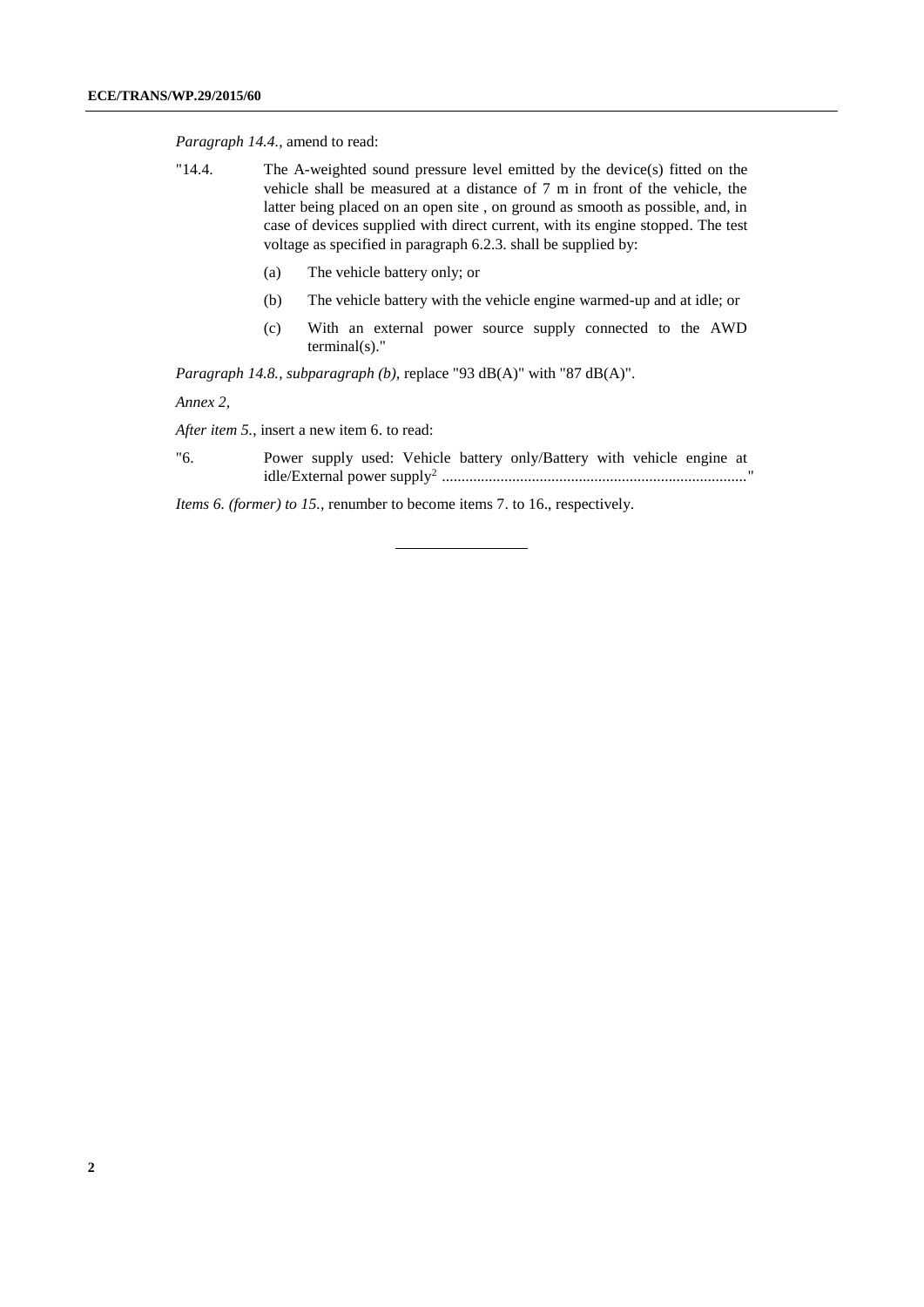*Paragraph 14.4.,* amend to read:

"14.4. The A-weighted sound pressure level emitted by the device(s) fitted on the vehicle shall be measured at a distance of 7 m in front of the vehicle, the latter being placed on an open site , on ground as smooth as possible, and, in case of devices supplied with direct current, with its engine stopped. The test voltage as specified in paragraph 6.2.3. shall be supplied by:

(a) The vehicle battery only; or

(b) The vehicle battery with the vehicle engine warmed-up and at idle; or

(c) With an external power source supply connected to the AWD terminal(s)."

*Paragraph 14.8., subparagraph (b),* replace "93 dB(A)" with "87 dB(A)".

*Annex 2,*

*After item 5.,* insert a new item 6. to read:

"6. Power supply used: Vehicle battery only/Battery with vehicle engine at idle/External power supply[2] ............................................................................"

*Items 6. (former) to 15.,* renumber to become items 7. to 16., respectively.